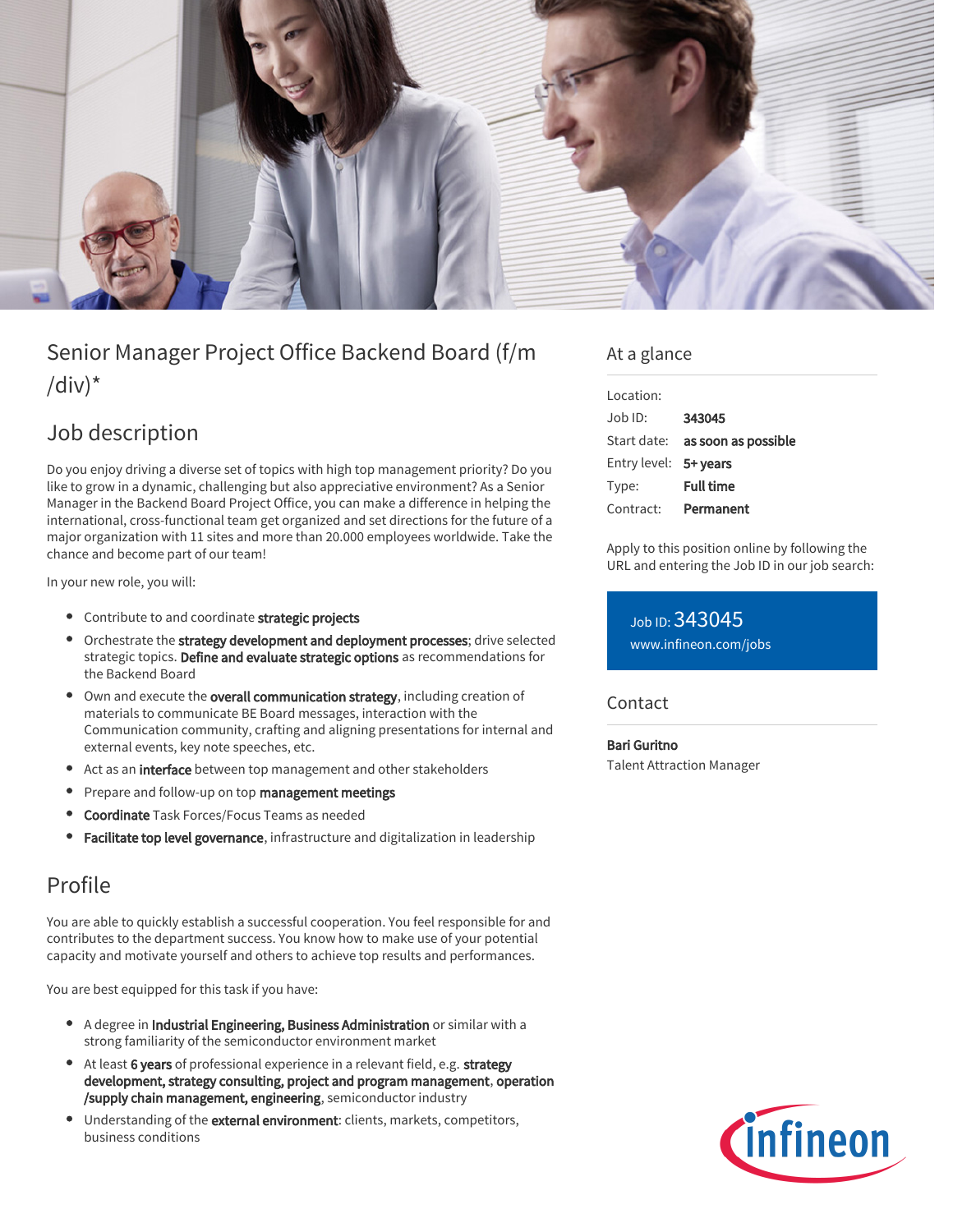# Senior Manager Project Office Backend Board (f/m/div)*

## Job description

Do you enjoy driving a diverse set of topics with high top management priority? Do you like to grow in a dynamic, challenging but also appreciative environment? As a Senior Manager in the Backend Board Project Office, you can make a difference in helping the international, cross-functional team get organized and set directions for the future of a major organization with 11 sites and more than 20.000 employees worldwide. Take the chance and become part of our team!

In your new role, you will:

- Contribute to and coordinate **strategic projects**
- Orchestrate the **strategy development and deployment processes**; drive selected strategic topics. **Define and evaluate strategic options** as recommendations for the Backend Board
- Own and execute the **overall communication strategy**, including creation of materials to communicate BE Board messages, interaction with the Communication community, crafting and aligning presentations for internal and external events, key note speeches, etc.
- Act as an **interface** between top management and other stakeholders
- Prepare and follow-up on top **management meetings**
- **Coordinate** Task Forces/Focus Teams as needed
- **Facilitate top level governance**, infrastructure and digitalization in leadership

## Profile

You are able to quickly establish a successful cooperation. You feel responsible for and contributes to the department success. You know how to make use of your potential capacity and motivate yourself and others to achieve top results and performances.

You are best equipped for this task if you have:

- A degree in **Industrial Engineering, Business Administration** or similar with a strong familiarity of the semiconductor environment market
- At least **6 years** of professional experience in a relevant field, e.g. **strategy development, strategy consulting, project and program management**, **operation /supply chain management, engineering**, semiconductor industry
- Understanding of the **external environment**: clients, markets, competitors, business conditions

## At a glance

| | |
|---|---|
| Location: | |
| Job ID: | **343045** |
| Start date: | **as soon as possible** |
| Entry level: | **5+ years** |
| Type: | **Full time** |
| Contract: | **Permanent** |

Apply to this position online by following the URL and entering the Job ID in our job search:

Job ID: 343045
www.infineon.com/jobs

## Contact

**Bari Guritno**
Talent Attraction Manager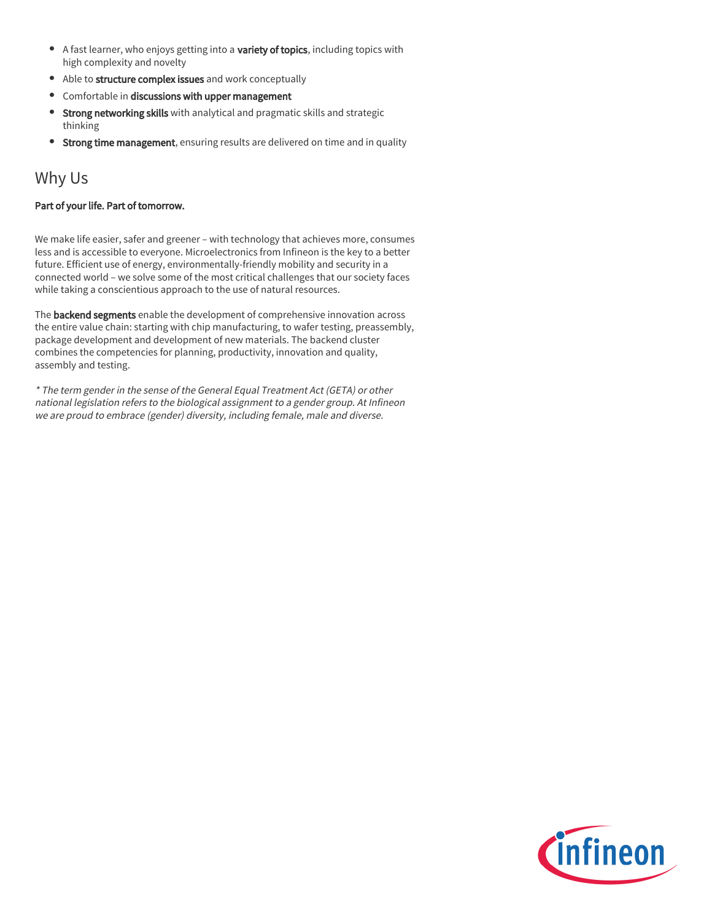- A fast learner, who enjoys getting into a **variety of topics**, including topics with high complexity and novelty
- Able to **structure complex issues** and work conceptually
- Comfortable in **discussions with upper management**
- **Strong networking skills** with analytical and pragmatic skills and strategic thinking
- **Strong time management**, ensuring results are delivered on time and in quality

## Why Us

**Part of your life. Part of tomorrow.**

We make life easier, safer and greener – with technology that achieves more, consumes less and is accessible to everyone. Microelectronics from Infineon is the key to a better future. Efficient use of energy, environmentally-friendly mobility and security in a connected world – we solve some of the most critical challenges that our society faces while taking a conscientious approach to the use of natural resources.

The **backend segments** enable the development of comprehensive innovation across the entire value chain: starting with chip manufacturing, to wafer testing, preassembly, package development and development of new materials. The backend cluster combines the competencies for planning, productivity, innovation and quality, assembly and testing.

*\* The term gender in the sense of the General Equal Treatment Act (GETA) or other national legislation refers to the biological assignment to a gender group. At Infineon we are proud to embrace (gender) diversity, including female, male and diverse.*